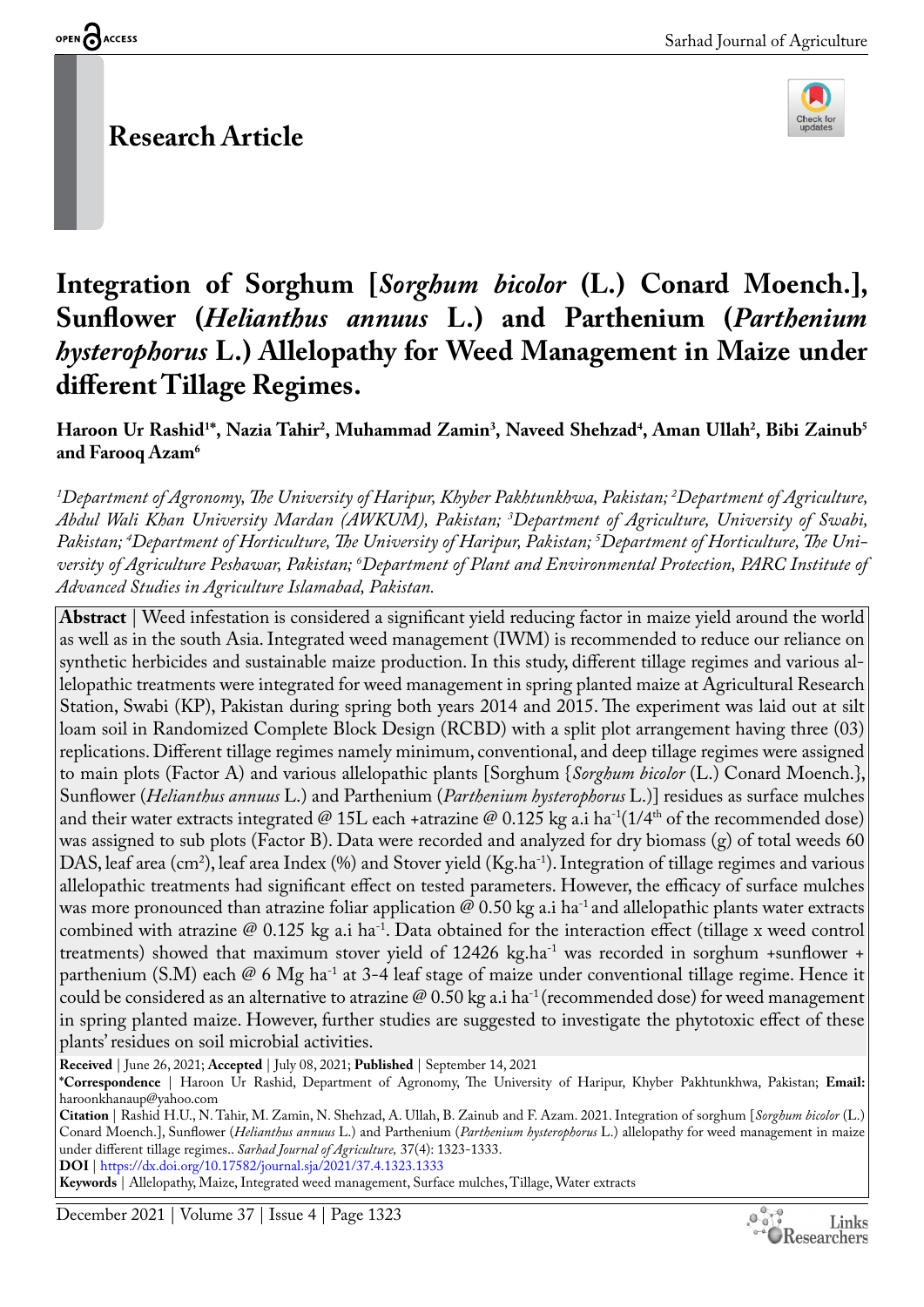## Research Article

# Integration of Sorghum [*Sorghum bicolor* (L.) Conard Moench.], Sunflower (*Helianthus annuus* L.) and Parthenium (*Parthenium hysterophorus* L.) Allelopathy for Weed Management in Maize under different Tillage Regimes.

**Haroon Ur Rashid[1*], Nazia Tahir[2], Muhammad Zamin[3], Naveed Shehzad[4], Aman Ullah[2], Bibi Zainub[5] and Farooq Azam[6]**

*[1]Department of Agronomy, The University of Haripur, Khyber Pakhtunkhwa, Pakistan; [2]Department of Agriculture, Abdul Wali Khan University Mardan (AWKUM), Pakistan; [3]Department of Agriculture, University of Swabi, Pakistan; [4]Department of Horticulture, The University of Haripur, Pakistan; [5]Department of Horticulture, The University of Agriculture Peshawar, Pakistan; [6]Department of Plant and Environmental Protection, PARC Institute of Advanced Studies in Agriculture Islamabad, Pakistan.*

**Abstract** | Weed infestation is considered a significant yield reducing factor in maize yield around the world as well as in the south Asia. Integrated weed management (IWM) is recommended to reduce our reliance on synthetic herbicides and sustainable maize production. In this study, different tillage regimes and various allelopathic treatments were integrated for weed management in spring planted maize at Agricultural Research Station, Swabi (KP), Pakistan during spring both years 2014 and 2015. The experiment was laid out at silt loam soil in Randomized Complete Block Design (RCBD) with a split plot arrangement having three (03) replications. Different tillage regimes namely minimum, conventional, and deep tillage regimes were assigned to main plots (Factor A) and various allelopathic plants [Sorghum {*Sorghum bicolor* (L.) Conard Moench.}, Sunflower (*Helianthus annuus* L.) and Parthenium (*Parthenium hysterophorus* L.)] residues as surface mulches and their water extracts integrated @ 15L each +atrazine @ 0.125 kg a.i $ha^{-1}$($1/4^{th}$ of the recommended dose) was assigned to sub plots (Factor B). Data were recorded and analyzed for dry biomass (g) of total weeds 60 DAS, leaf area ($cm^2$), leaf area Index (%) and Stover yield ($Kg.ha^{-1}$). Integration of tillage regimes and various allelopathic treatments had significant effect on tested parameters. However, the efficacy of surface mulches was more pronounced than atrazine foliar application @ 0.50 kg a.i $ha^{-1}$ and allelopathic plants water extracts combined with atrazine @ 0.125 kg a.i $ha^{-1}$. Data obtained for the interaction effect (tillage x weed control treatments) showed that maximum stover yield of 12426 $kg.ha^{-1}$ was recorded in sorghum +sunflower + parthenium (S.M) each @ 6 Mg $ha^{-1}$ at 3-4 leaf stage of maize under conventional tillage regime. Hence it could be considered as an alternative to atrazine @ 0.50 kg a.i $ha^{-1}$ (recommended dose) for weed management in spring planted maize. However, further studies are suggested to investigate the phytotoxic effect of these plants' residues on soil microbial activities.

**Received** | June 26, 2021; **Accepted** | July 08, 2021; **Published** | September 14, 2021

**\*Correspondence** | Haroon Ur Rashid, Department of Agronomy, The University of Haripur, Khyber Pakhtunkhwa, Pakistan; **Email:** haroonkhanaup@yahoo.com

**Citation** | Rashid H.U., N. Tahir, M. Zamin, N. Shehzad, A. Ullah, B. Zainub and F. Azam. 2021. Integration of sorghum [*Sorghum bicolor* (L.) Conard Moench.], Sunflower (*Helianthus annuus* L.) and Parthenium (*Parthenium hysterophorus* L.) allelopathy for weed management in maize under different tillage regimes.. *Sarhad Journal of Agriculture,* 37(4): 1323-1333.

**DOI** | https://dx.doi.org/10.17582/journal.sja/2021/37.4.1323.1333

**Keywords** | Allelopathy, Maize, Integrated weed management, Surface mulches, Tillage, Water extracts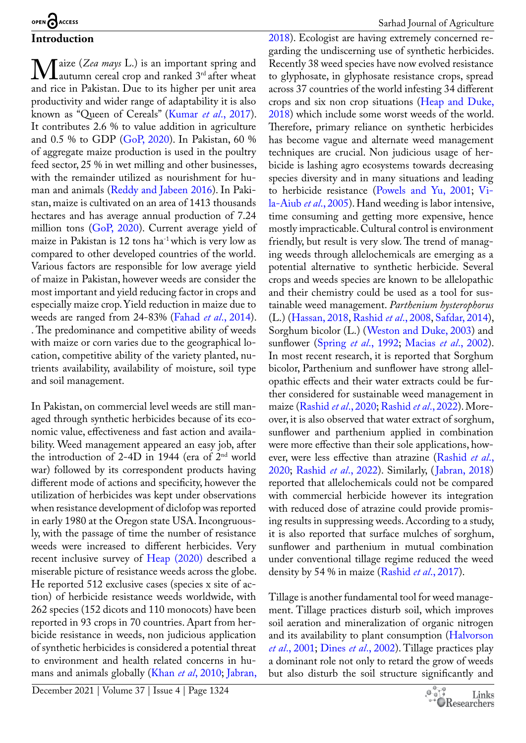## Introduction

Maize (*Zea mays* L.) is an important spring and autumn cereal crop and ranked 3rd after wheat and rice in Pakistan. Due to its higher per unit area productivity and wider range of adaptability it is also known as "Queen of Cereals" (Kumar *et al*., 2017). It contributes 2.6 % to value addition in agriculture and 0.5 % to GDP (GoP, 2020). In Pakistan, 60 % of aggregate maize production is used in the poultry feed sector, 25 % in wet milling and other businesses, with the remainder utilized as nourishment for human and animals (Reddy and Jabeen 2016). In Pakistan, maize is cultivated on an area of 1413 thousands hectares and has average annual production of 7.24 million tons (GoP, 2020). Current average yield of maize in Pakistan is 12 tons ha$^{-1}$ which is very low as compared to other developed countries of the world. Various factors are responsible for low average yield of maize in Pakistan, however weeds are consider the most important and yield reducing factor in crops and especially maize crop. Yield reduction in maize due to weeds are ranged from 24-83% (Fahad *et al*., 2014). . The predominance and competitive ability of weeds with maize or corn varies due to the geographical location, competitive ability of the variety planted, nutrients availability, availability of moisture, soil type and soil management.

In Pakistan, on commercial level weeds are still managed through synthetic herbicides because of its economic value, effectiveness and fast action and availability. Weed management appeared an easy job, after the introduction of 2-4D in 1944 (era of 2nd world war) followed by its correspondent products having different mode of actions and specificity, however the utilization of herbicides was kept under observations when resistance development of diclofop was reported in early 1980 at the Oregon state USA. Incongruously, with the passage of time the number of resistance weeds were increased to different herbicides. Very recent inclusive survey of Heap (2020) described a miserable picture of resistance weeds across the globe. He reported 512 exclusive cases (species x site of action) of herbicide resistance weeds worldwide, with 262 species (152 dicots and 110 monocots) have been reported in 93 crops in 70 countries. Apart from herbicide resistance in weeds, non judicious application of synthetic herbicides is considered a potential threat to environment and health related concerns in humans and animals globally (Khan *et al*, 2010; Jabran, 2018). Ecologist are having extremely concerned regarding the undiscerning use of synthetic herbicides. Recently 38 weed species have now evolved resistance to glyphosate, in glyphosate resistance crops, spread across 37 countries of the world infesting 34 different crops and six non crop situations (Heap and Duke, 2018) which include some worst weeds of the world. Therefore, primary reliance on synthetic herbicides has become vague and alternate weed management techniques are crucial. Non judicious usage of herbicide is lashing agro ecosystems towards decreasing species diversity and in many situations and leading to herbicide resistance (Powels and Yu, 2001; Vila-Aiub *et al*., 2005). Hand weeding is labor intensive, time consuming and getting more expensive, hence mostly impracticable. Cultural control is environment friendly, but result is very slow. The trend of managing weeds through allelochemicals are emerging as a potential alternative to synthetic herbicide. Several crops and weeds species are known to be allelopathic and their chemistry could be used as a tool for sustainable weed management. *Parthenium hysterophorus* (L.) (Hassan, 2018, Rashid *et al*., 2008, Safdar, 2014), Sorghum bicolor (L.) (Weston and Duke, 2003) and sunflower (Spring *et al*., 1992; Macias *et al*., 2002). In most recent research, it is reported that Sorghum bicolor, Parthenium and sunflower have strong allelopathic effects and their water extracts could be further considered for sustainable weed management in maize (Rashid *et al*., 2020; Rashid *et al*., 2022). Moreover, it is also observed that water extract of sorghum, sunflower and parthenium applied in combination were more effective than their sole applications, however, were less effective than atrazine (Rashid *et al*., 2020; Rashid *et al*., 2022). Similarly, (Jabran, 2018) reported that allelochemicals could not be compared with commercial herbicide however its integration with reduced dose of atrazine could provide promising results in suppressing weeds. According to a study, it is also reported that surface mulches of sorghum, sunflower and parthenium in mutual combination under conventional tillage regime reduced the weed density by 54 % in maize (Rashid *et al*., 2017).

Tillage is another fundamental tool for weed management. Tillage practices disturb soil, which improves soil aeration and mineralization of organic nitrogen and its availability to plant consumption (Halvorson *et al*., 2001; Dines *et al*., 2002). Tillage practices play a dominant role not only to retard the grow of weeds but also disturb the soil structure significantly and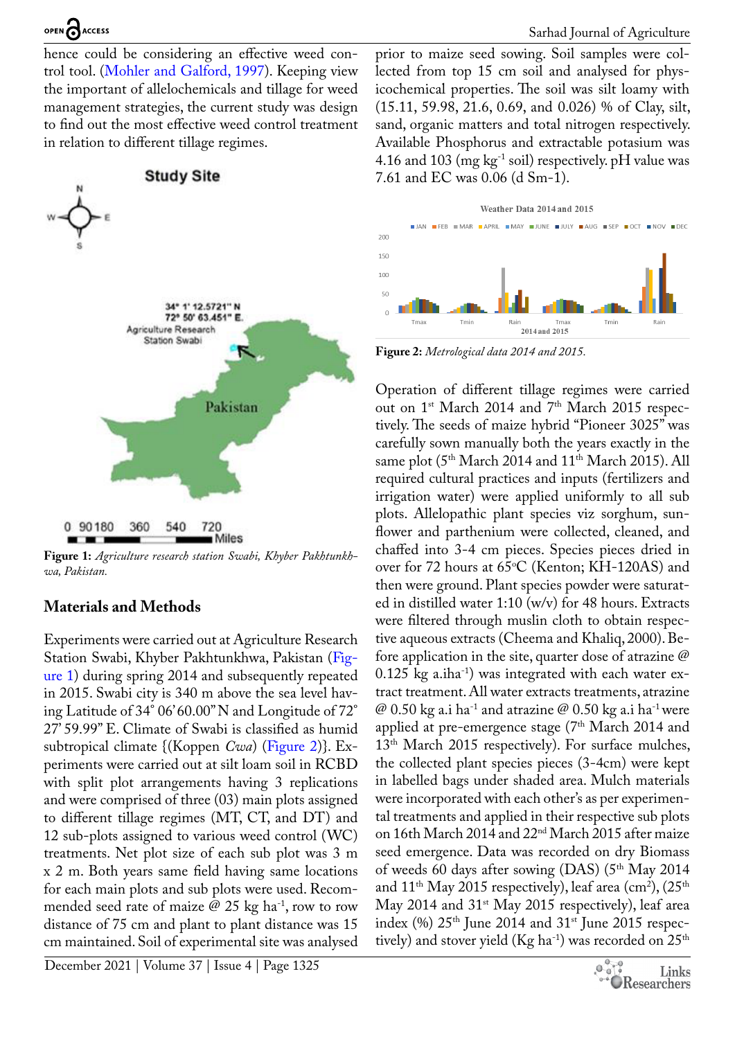hence could be considering an effective weed control tool. (Mohler and Galford, 1997). Keeping view the important of allelochemicals and tillage for weed management strategies, the current study was design to find out the most effective weed control treatment in relation to different tillage regimes.

**Figure 1:** *Agriculture research station Swabi, Khyber Pakhtunkhwa, Pakistan.*

## Materials and Methods

Experiments were carried out at Agriculture Research Station Swabi, Khyber Pakhtunkhwa, Pakistan (Figure 1) during spring 2014 and subsequently repeated in 2015. Swabi city is 340 m above the sea level having Latitude of 34° 06' 60.00" N and Longitude of 72° 27' 59.99" E. Climate of Swabi is classified as humid subtropical climate {(Koppen *Cwa*) (Figure 2)}. Experiments were carried out at silt loam soil in RCBD with split plot arrangements having 3 replications and were comprised of three (03) main plots assigned to different tillage regimes (MT, CT, and DT) and 12 sub-plots assigned to various weed control (WC) treatments. Net plot size of each sub plot was 3 m x 2 m. Both years same field having same locations for each main plots and sub plots were used. Recommended seed rate of maize @ 25 kg ha$^{-1}$, row to row distance of 75 cm and plant to plant distance was 15 cm maintained. Soil of experimental site was analysed prior to maize seed sowing. Soil samples were collected from top 15 cm soil and analysed for physicochemical properties. The soil was silt loamy with (15.11, 59.98, 21.6, 0.69, and 0.026) % of Clay, silt, sand, organic matters and total nitrogen respectively. Available Phosphorus and extractable potasium was 4.16 and 103 (mg kg$^{-1}$ soil) respectively. pH value was 7.61 and EC was 0.06 (d Sm-1).

**Figure 2:** *Metrological data 2014 and 2015.*

Operation of different tillage regimes were carried out on 1$^{st}$ March 2014 and 7$^{th}$ March 2015 respectively. The seeds of maize hybrid "Pioneer 3025" was carefully sown manually both the years exactly in the same plot (5$^{th}$ March 2014 and 11$^{th}$ March 2015). All required cultural practices and inputs (fertilizers and irrigation water) were applied uniformly to all sub plots. Allelopathic plant species viz sorghum, sunflower and parthenium were collected, cleaned, and chaffed into 3-4 cm pieces. Species pieces dried in over for 72 hours at 65°C (Kenton; KH-120AS) and then were ground. Plant species powder were saturated in distilled water 1:10 (w/v) for 48 hours. Extracts were filtered through muslin cloth to obtain respective aqueous extracts (Cheema and Khaliq, 2000). Before application in the site, quarter dose of atrazine @ 0.125 kg a.iha$^{-1}$) was integrated with each water extract treatment. All water extracts treatments, atrazine @ 0.50 kg a.i ha$^{-1}$ and atrazine @ 0.50 kg a.i ha$^{-1}$ were applied at pre-emergence stage (7$^{th}$ March 2014 and 13$^{th}$ March 2015 respectively). For surface mulches, the collected plant species pieces (3-4cm) were kept in labelled bags under shaded area. Mulch materials were incorporated with each other's as per experimental treatments and applied in their respective sub plots on 16th March 2014 and 22$^{nd}$ March 2015 after maize seed emergence. Data was recorded on dry Biomass of weeds 60 days after sowing (DAS) (5$^{th}$ May 2014 and 11$^{th}$ May 2015 respectively), leaf area (cm$^2$), (25$^{th}$ May 2014 and 31$^{st}$ May 2015 respectively), leaf area index (%) 25$^{th}$ June 2014 and 31$^{st}$ June 2015 respectively) and stover yield (Kg ha$^{-1}$) was recorded on 25$^{th}$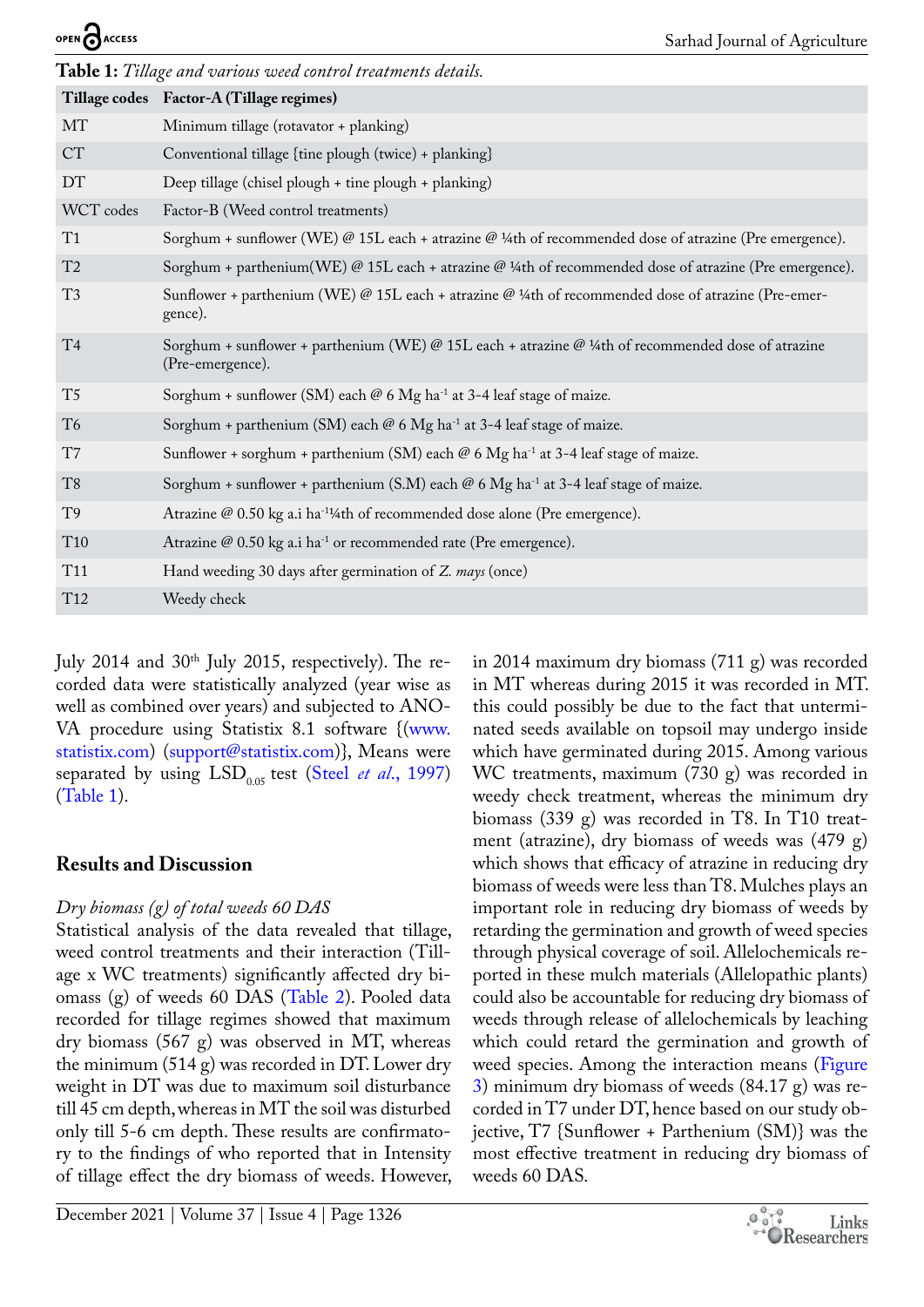**Table 1:** *Tillage and various weed control treatments details.*

| Tillage codes | Factor-A (Tillage regimes) |
|---|---|
| MT | Minimum tillage (rotavator + planking) |
| CT | Conventional tillage {tine plough (twice) + planking} |
| DT | Deep tillage (chisel plough + tine plough + planking) |
| WCT codes | Factor-B (Weed control treatments) |
| T1 | Sorghum + sunflower (WE) @ 15L each + atrazine @ ¼th of recommended dose of atrazine (Pre emergence). |
| T2 | Sorghum + parthenium(WE) @ 15L each + atrazine @ ¼th of recommended dose of atrazine (Pre emergence). |
| T3 | Sunflower + parthenium (WE) @ 15L each + atrazine @ ¼th of recommended dose of atrazine (Pre-emergence). |
| T4 | Sorghum + sunflower + parthenium (WE) @ 15L each + atrazine @ ¼th of recommended dose of atrazine (Pre-emergence). |
| T5 | Sorghum + sunflower (SM) each @ 6 Mg ha$^{-1}$ at 3-4 leaf stage of maize. |
| T6 | Sorghum + parthenium (SM) each @ 6 Mg ha$^{-1}$ at 3-4 leaf stage of maize. |
| T7 | Sunflower + sorghum + parthenium (SM) each @ 6 Mg ha$^{-1}$ at 3-4 leaf stage of maize. |
| T8 | Sorghum + sunflower + parthenium (S.M) each @ 6 Mg ha$^{-1}$ at 3-4 leaf stage of maize. |
| T9 | Atrazine @ 0.50 kg a.i ha$^{-1}$¼th of recommended dose alone (Pre emergence). |
| T10 | Atrazine @ 0.50 kg a.i ha$^{-1}$ or recommended rate (Pre emergence). |
| T11 | Hand weeding 30 days after germination of *Z. mays* (once) |
| T12 | Weedy check |

July 2014 and 30th July 2015, respectively). The recorded data were statistically analyzed (year wise as well as combined over years) and subjected to ANOVA procedure using Statistix 8.1 software {(www.statistix.com) (support@statistix.com)}, Means were separated by using $LSD_{0.05}$ test (Steel *et al*., 1997) (Table 1).

## Results and Discussion

*Dry biomass (g) of total weeds 60 DAS*

Statistical analysis of the data revealed that tillage, weed control treatments and their interaction (Tillage x WC treatments) significantly affected dry biomass (g) of weeds 60 DAS (Table 2). Pooled data recorded for tillage regimes showed that maximum dry biomass (567 g) was observed in MT, whereas the minimum (514 g) was recorded in DT. Lower dry weight in DT was due to maximum soil disturbance till 45 cm depth, whereas in MT the soil was disturbed only till 5-6 cm depth. These results are confirmatory to the findings of who reported that in Intensity of tillage effect the dry biomass of weeds. However, in 2014 maximum dry biomass (711 g) was recorded in MT whereas during 2015 it was recorded in MT. this could possibly be due to the fact that unterminated seeds available on topsoil may undergo inside which have germinated during 2015. Among various WC treatments, maximum (730 g) was recorded in weedy check treatment, whereas the minimum dry biomass (339 g) was recorded in T8. In T10 treatment (atrazine), dry biomass of weeds was (479 g) which shows that efficacy of atrazine in reducing dry biomass of weeds were less than T8. Mulches plays an important role in reducing dry biomass of weeds by retarding the germination and growth of weed species through physical coverage of soil. Allelochemicals reported in these mulch materials (Allelopathic plants) could also be accountable for reducing dry biomass of weeds through release of allelochemicals by leaching which could retard the germination and growth of weed species. Among the interaction means (Figure 3) minimum dry biomass of weeds (84.17 g) was recorded in T7 under DT, hence based on our study objective, T7 {Sunflower + Parthenium (SM)} was the most effective treatment in reducing dry biomass of weeds 60 DAS.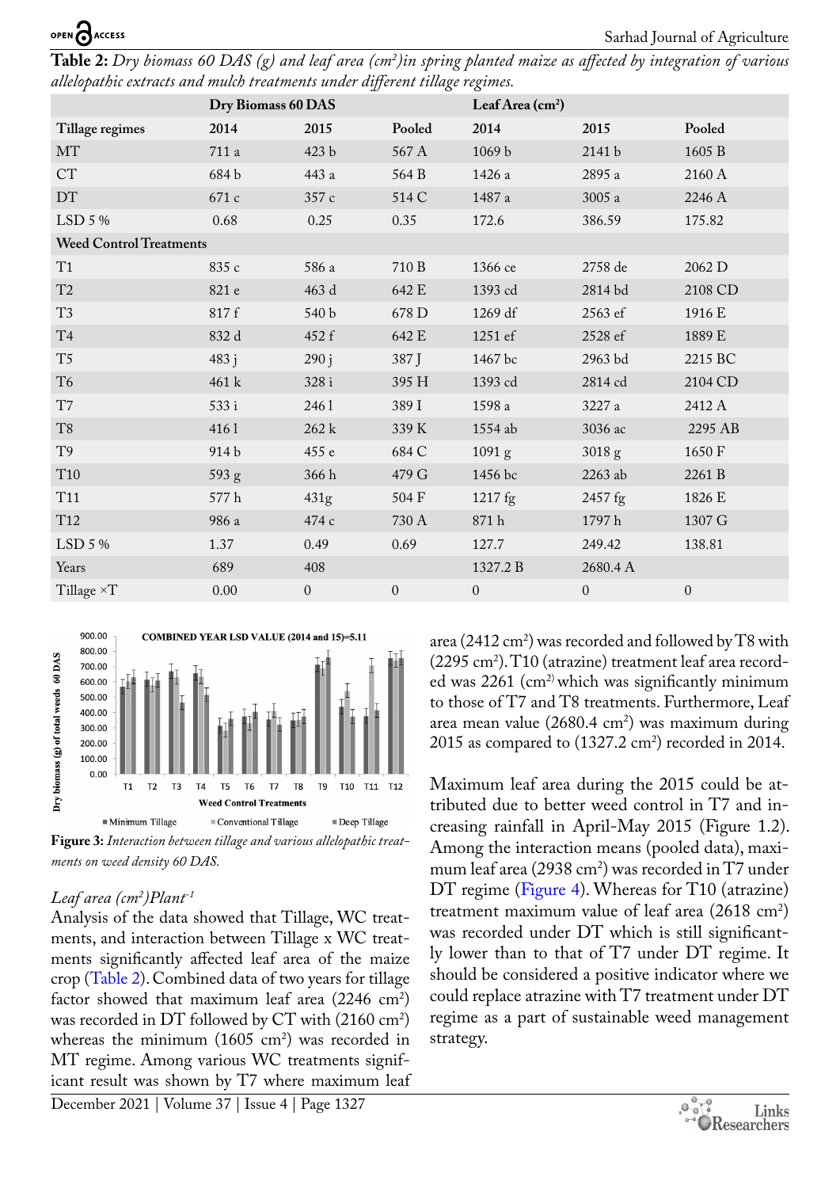**Table 2:** *Dry biomass 60 DAS (g) and leaf area (cm²)in spring planted maize as affected by integration of various allelopathic extracts and mulch treatments under different tillage regimes.*

| | Dry Biomass 60 DAS | | | Leaf Area (cm²) | | |
|---|---|---|---|---|---|---|
| Tillage regimes | 2014 | 2015 | Pooled | 2014 | 2015 | Pooled |
| MT | 711 a | 423 b | 567 A | 1069 b | 2141 b | 1605 B |
| CT | 684 b | 443 a | 564 B | 1426 a | 2895 a | 2160 A |
| DT | 671 c | 357 c | 514 C | 1487 a | 3005 a | 2246 A |
| LSD 5 % | 0.68 | 0.25 | 0.35 | 172.6 | 386.59 | 175.82 |
| **Weed Control Treatments** | | | | | | |
| T1 | 835 c | 586 a | 710 B | 1366 ce | 2758 de | 2062 D |
| T2 | 821 e | 463 d | 642 E | 1393 cd | 2814 bd | 2108 CD |
| T3 | 817 f | 540 b | 678 D | 1269 df | 2563 ef | 1916 E |
| T4 | 832 d | 452 f | 642 E | 1251 ef | 2528 ef | 1889 E |
| T5 | 483 j | 290 j | 387 J | 1467 bc | 2963 bd | 2215 BC |
| T6 | 461 k | 328 i | 395 H | 1393 cd | 2814 cd | 2104 CD |
| T7 | 533 i | 246 l | 389 I | 1598 a | 3227 a | 2412 A |
| T8 | 416 l | 262 k | 339 K | 1554 ab | 3036 ac | 2295 AB |
| T9 | 914 b | 455 e | 684 C | 1091 g | 3018 g | 1650 F |
| T10 | 593 g | 366 h | 479 G | 1456 bc | 2263 ab | 2261 B |
| T11 | 577 h | 431g | 504 F | 1217 fg | 2457 fg | 1826 E |
| T12 | 986 a | 474 c | 730 A | 871 h | 1797 h | 1307 G |
| LSD 5 % | 1.37 | 0.49 | 0.69 | 127.7 | 249.42 | 138.81 |
| Years | 689 | 408 | | 1327.2 B | 2680.4 A | |
| Tillage ×T | 0.00 | 0 | 0 | 0 | 0 | 0 |

**Figure 3:** *Interaction between tillage and various allelopathic treatments on weed density 60 DAS.*

### *Leaf area (cm²)Plant⁻¹*

Analysis of the data showed that Tillage, WC treatments, and interaction between Tillage x WC treatments significantly affected leaf area of the maize crop (Table 2). Combined data of two years for tillage factor showed that maximum leaf area (2246 cm²) was recorded in DT followed by CT with (2160 cm²) whereas the minimum (1605 cm²) was recorded in MT regime. Among various WC treatments significant result was shown by T7 where maximum leaf area (2412 cm²) was recorded and followed by T8 with (2295 cm²). T10 (atrazine) treatment leaf area recorded was 2261 (cm²) which was significantly minimum to those of T7 and T8 treatments. Furthermore, Leaf area mean value (2680.4 cm²) was maximum during 2015 as compared to (1327.2 cm²) recorded in 2014.

Maximum leaf area during the 2015 could be attributed due to better weed control in T7 and increasing rainfall in April-May 2015 (Figure 1.2). Among the interaction means (pooled data), maximum leaf area (2938 cm²) was recorded in T7 under DT regime (Figure 4). Whereas for T10 (atrazine) treatment maximum value of leaf area (2618 cm²) was recorded under DT which is still significantly lower than to that of T7 under DT regime. It should be considered a positive indicator where we could replace atrazine with T7 treatment under DT regime as a part of sustainable weed management strategy.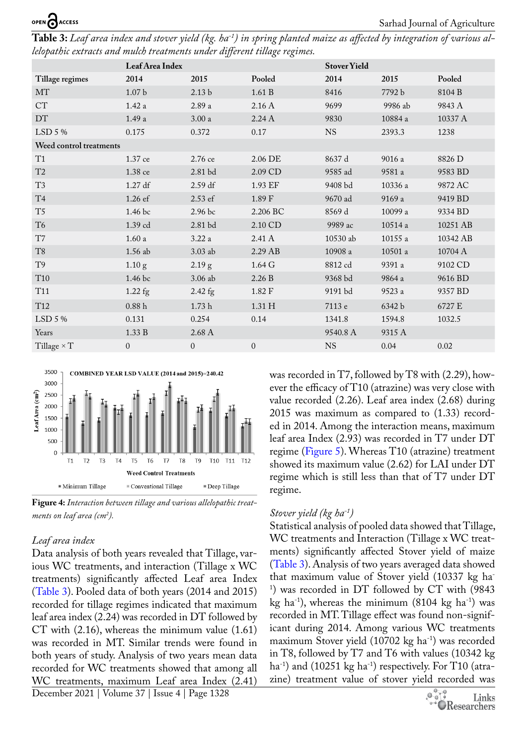**Table 3:** *Leaf area index and stover yield (kg. ha$^{-1}$) in spring planted maize as affected by integration of various allelopathic extracts and mulch treatments under different tillage regimes.*

| | Leaf Area Index | | | Stover Yield | | |
|---|---|---|---|---|---|---|
| Tillage regimes | 2014 | 2015 | Pooled | 2014 | 2015 | Pooled |
| MT | 1.07 b | 2.13 b | 1.61 B | 8416 | 7792 b | 8104 B |
| CT | 1.42 a | 2.89 a | 2.16 A | 9699 | 9986 ab | 9843 A |
| DT | 1.49 a | 3.00 a | 2.24 A | 9830 | 10884 a | 10337 A |
| LSD 5 % | 0.175 | 0.372 | 0.17 | NS | 2393.3 | 1238 |
| Weed control treatments | | | | | | |
| T1 | 1.37 ce | 2.76 ce | 2.06 DE | 8637 d | 9016 a | 8826 D |
| T2 | 1.38 ce | 2.81 bd | 2.09 CD | 9585 ad | 9581 a | 9583 BD |
| T3 | 1.27 df | 2.59 df | 1.93 EF | 9408 bd | 10336 a | 9872 AC |
| T4 | 1.26 ef | 2.53 ef | 1.89 F | 9670 ad | 9169 a | 9419 BD |
| T5 | 1.46 bc | 2.96 bc | 2.206 BC | 8569 d | 10099 a | 9334 BD |
| T6 | 1.39 cd | 2.81 bd | 2.10 CD | 9989 ac | 10514 a | 10251 AB |
| T7 | 1.60 a | 3.22 a | 2.41 A | 10530 ab | 10155 a | 10342 AB |
| T8 | 1.56 ab | 3.03 ab | 2.29 AB | 10908 a | 10501 a | 10704 A |
| T9 | 1.10 g | 2.19 g | 1.64 G | 8812 cd | 9391 a | 9102 CD |
| T10 | 1.46 bc | 3.06 ab | 2.26 B | 9368 bd | 9864 a | 9616 BD |
| T11 | 1.22 fg | 2.42 fg | 1.82 F | 9191 bd | 9523 a | 9357 BD |
| T12 | 0.88 h | 1.73 h | 1.31 H | 7113 e | 6342 b | 6727 E |
| LSD 5 % | 0.131 | 0.254 | 0.14 | 1341.8 | 1594.8 | 1032.5 |
| Years | 1.33 B | 2.68 A | | 9540.8 A | 9315 A | |
| Tillage × T | 0 | 0 | 0 | NS | 0.04 | 0.02 |

**Figure 4:** *Interaction between tillage and various allelopathic treatments on leaf area (cm$^2$).*

### *Leaf area index*

Data analysis of both years revealed that Tillage, various WC treatments, and interaction (Tillage x WC treatments) significantly affected Leaf area Index (Table 3). Pooled data of both years (2014 and 2015) recorded for tillage regimes indicated that maximum leaf area index (2.24) was recorded in DT followed by CT with (2.16), whereas the minimum value (1.61) was recorded in MT. Similar trends were found in both years of study. Analysis of two years mean data recorded for WC treatments showed that among all WC treatments, maximum Leaf area Index (2.41) was recorded in T7, followed by T8 with (2.29), however the efficacy of T10 (atrazine) was very close with value recorded (2.26). Leaf area index (2.68) during 2015 was maximum as compared to (1.33) recorded in 2014. Among the interaction means, maximum leaf area Index (2.93) was recorded in T7 under DT regime (Figure 5). Whereas T10 (atrazine) treatment showed its maximum value (2.62) for LAI under DT regime which is still less than that of T7 under DT regime.

### *Stover yield (kg ha$^{-1}$)*

Statistical analysis of pooled data showed that Tillage, WC treatments and Interaction (Tillage x WC treatments) significantly affected Stover yield of maize (Table 3). Analysis of two years averaged data showed that maximum value of Stover yield (10337 kg ha$^{-1}$) was recorded in DT followed by CT with (9843 kg ha$^{-1}$), whereas the minimum (8104 kg ha$^{-1}$) was recorded in MT. Tillage effect was found non-significant during 2014. Among various WC treatments maximum Stover yield (10702 kg ha$^{-1}$) was recorded in T8, followed by T7 and T6 with values (10342 kg ha$^{-1}$) and (10251 kg ha$^{-1}$) respectively. For T10 (atrazine) treatment value of stover yield recorded was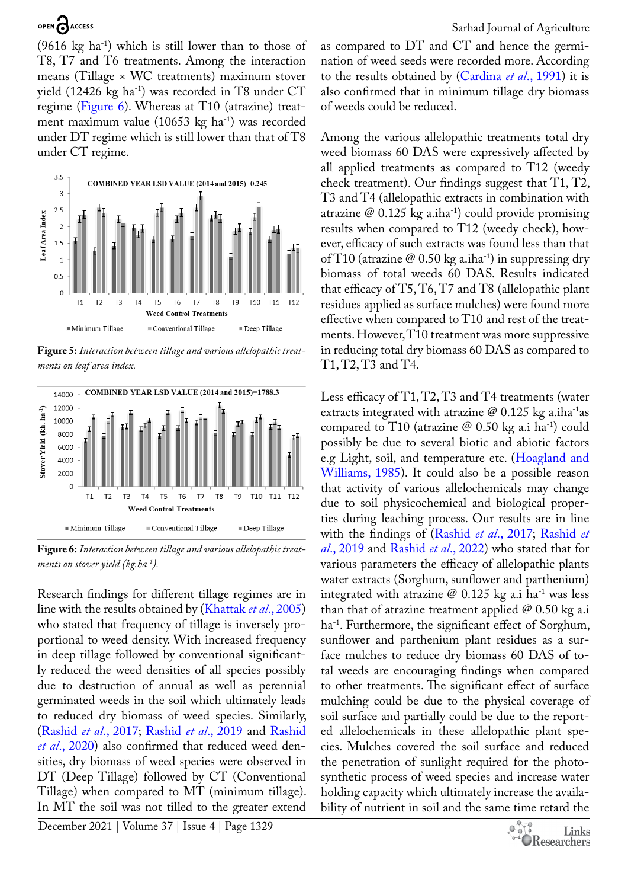(9616 kg ha$^{-1}$) which is still lower than to those of T8, T7 and T6 treatments. Among the interaction means (Tillage × WC treatments) maximum stover yield (12426 kg ha$^{-1}$) was recorded in T8 under CT regime (Figure 6). Whereas at T10 (atrazine) treatment maximum value (10653 kg ha$^{-1}$) was recorded under DT regime which is still lower than that of T8 under CT regime.

**Figure 5:** *Interaction between tillage and various allelopathic treatments on leaf area index.*

**Figure 6:** *Interaction between tillage and various allelopathic treatments on stover yield (kg.ha$^{-1}$).*

Research findings for different tillage regimes are in line with the results obtained by (Khattak *et al*., 2005) who stated that frequency of tillage is inversely proportional to weed density. With increased frequency in deep tillage followed by conventional significantly reduced the weed densities of all species possibly due to destruction of annual as well as perennial germinated weeds in the soil which ultimately leads to reduced dry biomass of weed species. Similarly, (Rashid *et al*., 2017; Rashid *et al*., 2019 and Rashid *et al*., 2020) also confirmed that reduced weed densities, dry biomass of weed species were observed in DT (Deep Tillage) followed by CT (Conventional Tillage) when compared to MT (minimum tillage). In MT the soil was not tilled to the greater extend as compared to DT and CT and hence the germination of weed seeds were recorded more. According to the results obtained by (Cardina *et al*., 1991) it is also confirmed that in minimum tillage dry biomass of weeds could be reduced.

Among the various allelopathic treatments total dry weed biomass 60 DAS were expressively affected by all applied treatments as compared to T12 (weedy check treatment). Our findings suggest that T1, T2, T3 and T4 (allelopathic extracts in combination with atrazine @ 0.125 kg a.iha$^{-1}$) could provide promising results when compared to T12 (weedy check), however, efficacy of such extracts was found less than that of T10 (atrazine @ 0.50 kg a.iha$^{-1}$) in suppressing dry biomass of total weeds 60 DAS. Results indicated that efficacy of T5, T6, T7 and T8 (allelopathic plant residues applied as surface mulches) were found more effective when compared to T10 and rest of the treatments. However, T10 treatment was more suppressive in reducing total dry biomass 60 DAS as compared to T1, T2, T3 and T4.

Less efficacy of T1, T2, T3 and T4 treatments (water extracts integrated with atrazine @ 0.125 kg a.iha$^{-1}$as compared to T10 (atrazine @ 0.50 kg a.i ha$^{-1}$) could possibly be due to several biotic and abiotic factors e.g Light, soil, and temperature etc. (Hoagland and Williams, 1985). It could also be a possible reason that activity of various allelochemicals may change due to soil physicochemical and biological properties during leaching process. Our results are in line with the findings of (Rashid *et al*., 2017; Rashid *et al*., 2019 and Rashid *et al*., 2022) who stated that for various parameters the efficacy of allelopathic plants water extracts (Sorghum, sunflower and parthenium) integrated with atrazine @ 0.125 kg a.i ha$^{-1}$ was less than that of atrazine treatment applied @ 0.50 kg a.i ha$^{-1}$. Furthermore, the significant effect of Sorghum, sunflower and parthenium plant residues as a surface mulches to reduce dry biomass 60 DAS of total weeds are encouraging findings when compared to other treatments. The significant effect of surface mulching could be due to the physical coverage of soil surface and partially could be due to the reported allelochemicals in these allelopathic plant species. Mulches covered the soil surface and reduced the penetration of sunlight required for the photosynthetic process of weed species and increase water holding capacity which ultimately increase the availability of nutrient in soil and the same time retard the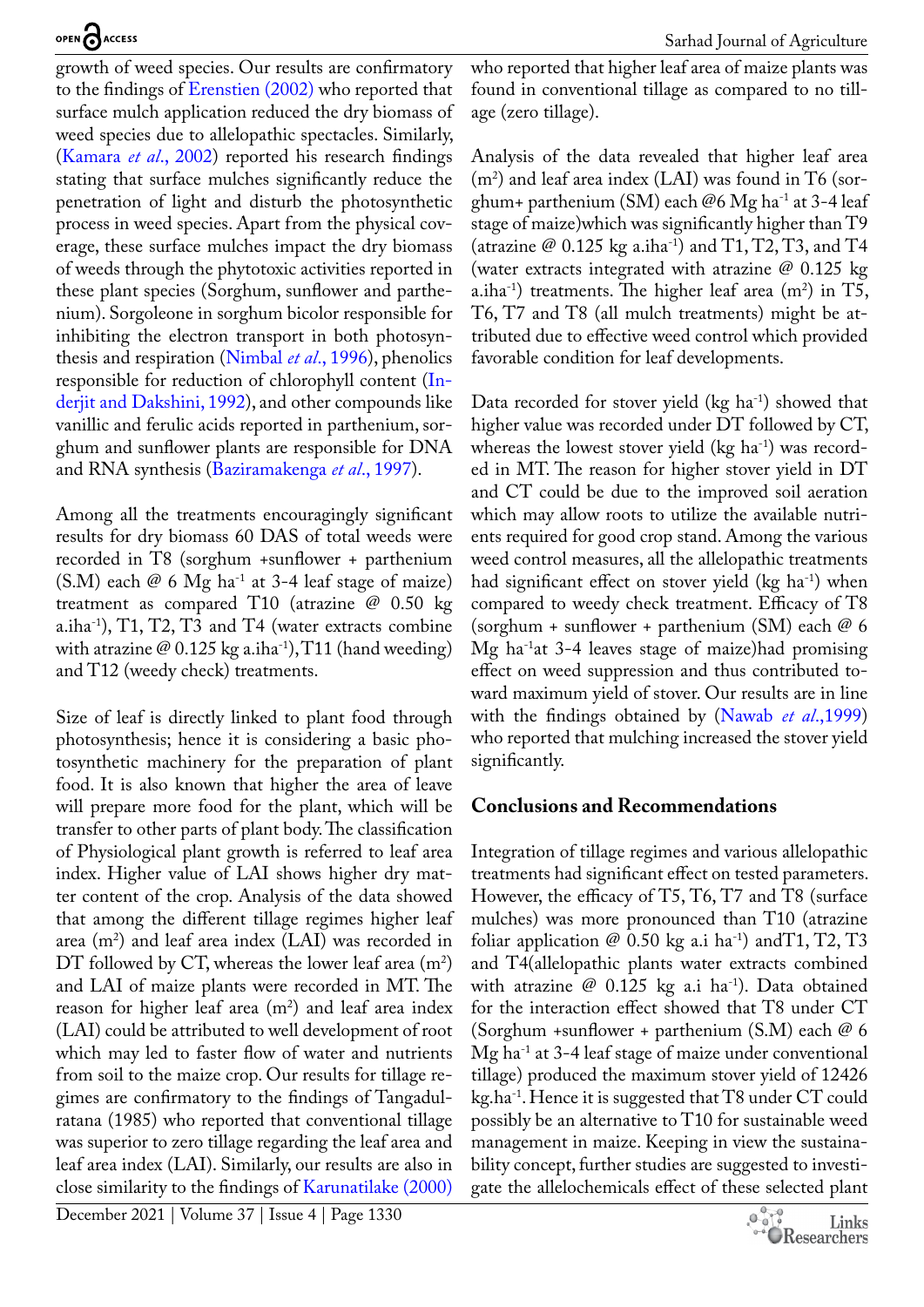growth of weed species. Our results are confirmatory to the findings of Erenstien (2002) who reported that surface mulch application reduced the dry biomass of weed species due to allelopathic spectacles. Similarly, (Kamara *et al*., 2002) reported his research findings stating that surface mulches significantly reduce the penetration of light and disturb the photosynthetic process in weed species. Apart from the physical coverage, these surface mulches impact the dry biomass of weeds through the phytotoxic activities reported in these plant species (Sorghum, sunflower and parthenium). Sorgoleone in sorghum bicolor responsible for inhibiting the electron transport in both photosynthesis and respiration (Nimbal *et al*., 1996), phenolics responsible for reduction of chlorophyll content (Inderjit and Dakshini, 1992), and other compounds like vanillic and ferulic acids reported in parthenium, sorghum and sunflower plants are responsible for DNA and RNA synthesis (Baziramakenga *et al*., 1997).

Among all the treatments encouragingly significant results for dry biomass 60 DAS of total weeds were recorded in T8 (sorghum +sunflower + parthenium (S.M) each @ 6 Mg ha$^{-1}$ at 3-4 leaf stage of maize) treatment as compared T10 (atrazine @ 0.50 kg a.iha$^{-1}$), T1, T2, T3 and T4 (water extracts combine with atrazine @ 0.125 kg a.iha$^{-1}$), T11 (hand weeding) and T12 (weedy check) treatments.

Size of leaf is directly linked to plant food through photosynthesis; hence it is considering a basic photosynthetic machinery for the preparation of plant food. It is also known that higher the area of leave will prepare more food for the plant, which will be transfer to other parts of plant body. The classification of Physiological plant growth is referred to leaf area index. Higher value of LAI shows higher dry matter content of the crop. Analysis of the data showed that among the different tillage regimes higher leaf area (m$^2$) and leaf area index (LAI) was recorded in DT followed by CT, whereas the lower leaf area (m$^2$) and LAI of maize plants were recorded in MT. The reason for higher leaf area (m$^2$) and leaf area index (LAI) could be attributed to well development of root which may led to faster flow of water and nutrients from soil to the maize crop. Our results for tillage regimes are confirmatory to the findings of Tangadulratana (1985) who reported that conventional tillage was superior to zero tillage regarding the leaf area and leaf area index (LAI). Similarly, our results are also in close similarity to the findings of Karunatilake (2000) who reported that higher leaf area of maize plants was found in conventional tillage as compared to no tillage (zero tillage).

Analysis of the data revealed that higher leaf area (m$^2$) and leaf area index (LAI) was found in T6 (sorghum+ parthenium (SM) each @6 Mg ha$^{-1}$ at 3-4 leaf stage of maize)which was significantly higher than T9 (atrazine @ 0.125 kg a.iha$^{-1}$) and T1, T2, T3, and T4 (water extracts integrated with atrazine @ 0.125 kg a.iha$^{-1}$) treatments. The higher leaf area (m$^2$) in T5, T6, T7 and T8 (all mulch treatments) might be attributed due to effective weed control which provided favorable condition for leaf developments.

Data recorded for stover yield (kg ha$^{-1}$) showed that higher value was recorded under DT followed by CT, whereas the lowest stover yield (kg ha$^{-1}$) was recorded in MT. The reason for higher stover yield in DT and CT could be due to the improved soil aeration which may allow roots to utilize the available nutrients required for good crop stand. Among the various weed control measures, all the allelopathic treatments had significant effect on stover yield (kg ha$^{-1}$) when compared to weedy check treatment. Efficacy of T8 (sorghum + sunflower + parthenium (SM) each @ 6 Mg ha$^{-1}$at 3-4 leaves stage of maize)had promising effect on weed suppression and thus contributed toward maximum yield of stover. Our results are in line with the findings obtained by (Nawab *et al*.,1999) who reported that mulching increased the stover yield significantly.

## Conclusions and Recommendations

Integration of tillage regimes and various allelopathic treatments had significant effect on tested parameters. However, the efficacy of T5, T6, T7 and T8 (surface mulches) was more pronounced than T10 (atrazine foliar application @ 0.50 kg a.i ha$^{-1}$) andT1, T2, T3 and T4(allelopathic plants water extracts combined with atrazine @ 0.125 kg a.i ha$^{-1}$). Data obtained for the interaction effect showed that T8 under CT (Sorghum +sunflower + parthenium (S.M) each @ 6 Mg ha$^{-1}$ at 3-4 leaf stage of maize under conventional tillage) produced the maximum stover yield of 12426 kg.ha$^{-1}$. Hence it is suggested that T8 under CT could possibly be an alternative to T10 for sustainable weed management in maize. Keeping in view the sustainability concept, further studies are suggested to investigate the allelochemicals effect of these selected plant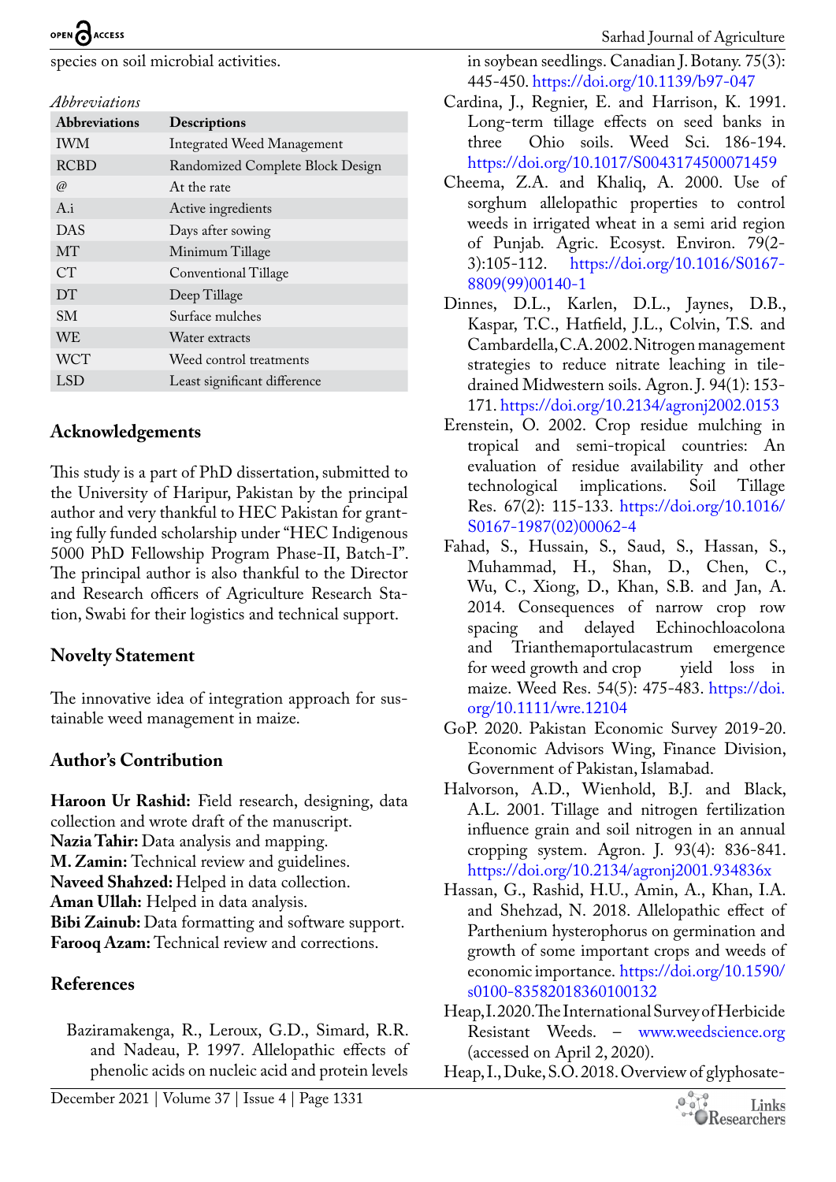species on soil microbial activities.

*Abbreviations*

| Abbreviations | Descriptions |
|---|---|
| IWM | Integrated Weed Management |
| RCBD | Randomized Complete Block Design |
| @ | At the rate |
| A.i | Active ingredients |
| DAS | Days after sowing |
| MT | Minimum Tillage |
| CT | Conventional Tillage |
| DT | Deep Tillage |
| SM | Surface mulches |
| WE | Water extracts |
| WCT | Weed control treatments |
| LSD | Least significant difference |

## Acknowledgements

This study is a part of PhD dissertation, submitted to the University of Haripur, Pakistan by the principal author and very thankful to HEC Pakistan for granting fully funded scholarship under "HEC Indigenous 5000 PhD Fellowship Program Phase-II, Batch-I". The principal author is also thankful to the Director and Research officers of Agriculture Research Station, Swabi for their logistics and technical support.

## Novelty Statement

The innovative idea of integration approach for sustainable weed management in maize.

## Author's Contribution

**Haroon Ur Rashid:** Field research, designing, data collection and wrote draft of the manuscript.
**Nazia Tahir:** Data analysis and mapping.
**M. Zamin:** Technical review and guidelines.
**Naveed Shahzed:** Helped in data collection.
**Aman Ullah:** Helped in data analysis.
**Bibi Zainub:** Data formatting and software support.
**Farooq Azam:** Technical review and corrections.

## References

Baziramakenga, R., Leroux, G.D., Simard, R.R. and Nadeau, P. 1997. Allelopathic effects of phenolic acids on nucleic acid and protein levels in soybean seedlings. Canadian J. Botany. 75(3): 445-450. https://doi.org/10.1139/b97-047

Cardina, J., Regnier, E. and Harrison, K. 1991. Long-term tillage effects on seed banks in three Ohio soils. Weed Sci. 186-194. https://doi.org/10.1017/S0043174500071459

Cheema, Z.A. and Khaliq, A. 2000. Use of sorghum allelopathic properties to control weeds in irrigated wheat in a semi arid region of Punjab. Agric. Ecosyst. Environ. 79(2-3):105-112. https://doi.org/10.1016/S0167-8809(99)00140-1

Dinnes, D.L., Karlen, D.L., Jaynes, D.B., Kaspar, T.C., Hatfield, J.L., Colvin, T.S. and Cambardella, C.A. 2002. Nitrogen management strategies to reduce nitrate leaching in tile-drained Midwestern soils. Agron. J. 94(1): 153-171. https://doi.org/10.2134/agronj2002.0153

Erenstein, O. 2002. Crop residue mulching in tropical and semi-tropical countries: An evaluation of residue availability and other technological implications. Soil Tillage Res. 67(2): 115-133. https://doi.org/10.1016/S0167-1987(02)00062-4

Fahad, S., Hussain, S., Saud, S., Hassan, S., Muhammad, H., Shan, D., Chen, C., Wu, C., Xiong, D., Khan, S.B. and Jan, A. 2014. Consequences of narrow crop row spacing and delayed Echinochloacolona and Trianthemaportulacastrum emergence for weed growth and crop yield loss in maize. Weed Res. 54(5): 475-483. https://doi.org/10.1111/wre.12104

GoP. 2020. Pakistan Economic Survey 2019-20. Economic Advisors Wing, Finance Division, Government of Pakistan, Islamabad.

Halvorson, A.D., Wienhold, B.J. and Black, A.L. 2001. Tillage and nitrogen fertilization influence grain and soil nitrogen in an annual cropping system. Agron. J. 93(4): 836-841. https://doi.org/10.2134/agronj2001.934836x

Hassan, G., Rashid, H.U., Amin, A., Khan, I.A. and Shehzad, N. 2018. Allelopathic effect of Parthenium hysterophorus on germination and growth of some important crops and weeds of economic importance. https://doi.org/10.1590/s0100-83582018360100132

Heap, I. 2020. The International Survey of Herbicide Resistant Weeds. – www.weedscience.org (accessed on April 2, 2020).

Heap, I., Duke, S.O. 2018. Overview of glyphosate-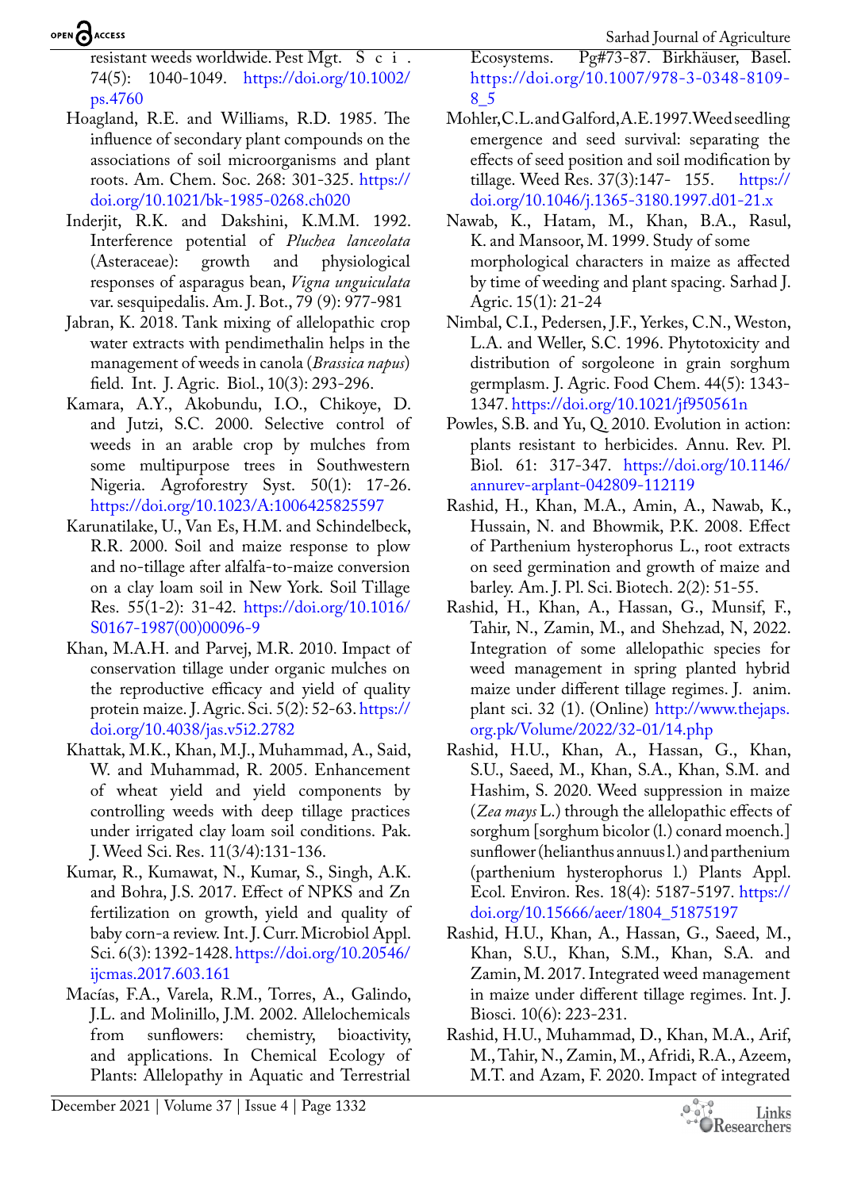resistant weeds worldwide. Pest Mgt. S c i . 74(5): 1040-1049. https://doi.org/10.1002/ps.4760

Hoagland, R.E. and Williams, R.D. 1985. The influence of secondary plant compounds on the associations of soil microorganisms and plant roots. Am. Chem. Soc. 268: 301-325. https://doi.org/10.1021/bk-1985-0268.ch020

Inderjit, R.K. and Dakshini, K.M.M. 1992. Interference potential of *Pluchea lanceolata* (Asteraceae): growth and physiological responses of asparagus bean, *Vigna unguiculata* var. sesquipedalis. Am. J. Bot., 79 (9): 977-981

Jabran, K. 2018. Tank mixing of allelopathic crop water extracts with pendimethalin helps in the management of weeds in canola (*Brassica napus*) field. Int. J. Agric. Biol., 10(3): 293-296.

Kamara, A.Y., Akobundu, I.O., Chikoye, D. and Jutzi, S.C. 2000. Selective control of weeds in an arable crop by mulches from some multipurpose trees in Southwestern Nigeria. Agroforestry Syst. 50(1): 17-26. https://doi.org/10.1023/A:1006425825597

Karunatilake, U., Van Es, H.M. and Schindelbeck, R.R. 2000. Soil and maize response to plow and no-tillage after alfalfa-to-maize conversion on a clay loam soil in New York. Soil Tillage Res. 55(1-2): 31-42. https://doi.org/10.1016/S0167-1987(00)00096-9

Khan, M.A.H. and Parvej, M.R. 2010. Impact of conservation tillage under organic mulches on the reproductive efficacy and yield of quality protein maize. J. Agric. Sci. 5(2): 52-63. https://doi.org/10.4038/jas.v5i2.2782

Khattak, M.K., Khan, M.J., Muhammad, A., Said, W. and Muhammad, R. 2005. Enhancement of wheat yield and yield components by controlling weeds with deep tillage practices under irrigated clay loam soil conditions. Pak. J. Weed Sci. Res. 11(3/4):131-136.

Kumar, R., Kumawat, N., Kumar, S., Singh, A.K. and Bohra, J.S. 2017. Effect of NPKS and Zn fertilization on growth, yield and quality of baby corn-a review. Int. J. Curr. Microbiol Appl. Sci. 6(3): 1392-1428. https://doi.org/10.20546/ijcmas.2017.603.161

Macías, F.A., Varela, R.M., Torres, A., Galindo, J.L. and Molinillo, J.M. 2002. Allelochemicals from sunflowers: chemistry, bioactivity, and applications. In Chemical Ecology of Plants: Allelopathy in Aquatic and Terrestrial Ecosystems. Pg#73-87. Birkhäuser, Basel. https://doi.org/10.1007/978-3-0348-8109-8_5

Mohler, C.L. and Galford, A.E. 1997. Weed seedling emergence and seed survival: separating the effects of seed position and soil modification by tillage. Weed Res. 37(3):147- 155. https://doi.org/10.1046/j.1365-3180.1997.d01-21.x

Nawab, K., Hatam, M., Khan, B.A., Rasul, K. and Mansoor, M. 1999. Study of some morphological characters in maize as affected by time of weeding and plant spacing. Sarhad J. Agric. 15(1): 21-24

Nimbal, C.I., Pedersen, J.F., Yerkes, C.N., Weston, L.A. and Weller, S.C. 1996. Phytotoxicity and distribution of sorgoleone in grain sorghum germplasm. J. Agric. Food Chem. 44(5): 1343-1347. https://doi.org/10.1021/jf950561n

Powles, S.B. and Yu, Q. 2010. Evolution in action: plants resistant to herbicides. Annu. Rev. Pl. Biol. 61: 317-347. https://doi.org/10.1146/annurev-arplant-042809-112119

Rashid, H., Khan, M.A., Amin, A., Nawab, K., Hussain, N. and Bhowmik, P.K. 2008. Effect of Parthenium hysterophorus L., root extracts on seed germination and growth of maize and barley. Am. J. Pl. Sci. Biotech. 2(2): 51-55.

Rashid, H., Khan, A., Hassan, G., Munsif, F., Tahir, N., Zamin, M., and Shehzad, N, 2022. Integration of some allelopathic species for weed management in spring planted hybrid maize under different tillage regimes. J. anim. plant sci. 32 (1). (Online) http://www.thejaps.org.pk/Volume/2022/32-01/14.php

Rashid, H.U., Khan, A., Hassan, G., Khan, S.U., Saeed, M., Khan, S.A., Khan, S.M. and Hashim, S. 2020. Weed suppression in maize (*Zea mays* L.) through the allelopathic effects of sorghum [sorghum bicolor (l.) conard moench.] sunflower (helianthus annuus l.) and parthenium (parthenium hysterophorus l.) Plants Appl. Ecol. Environ. Res. 18(4): 5187-5197. https://doi.org/10.15666/aeer/1804_51875197

Rashid, H.U., Khan, A., Hassan, G., Saeed, M., Khan, S.U., Khan, S.M., Khan, S.A. and Zamin, M. 2017. Integrated weed management in maize under different tillage regimes. Int. J. Biosci. 10(6): 223-231.

Rashid, H.U., Muhammad, D., Khan, M.A., Arif, M., Tahir, N., Zamin, M., Afridi, R.A., Azeem, M.T. and Azam, F. 2020. Impact of integrated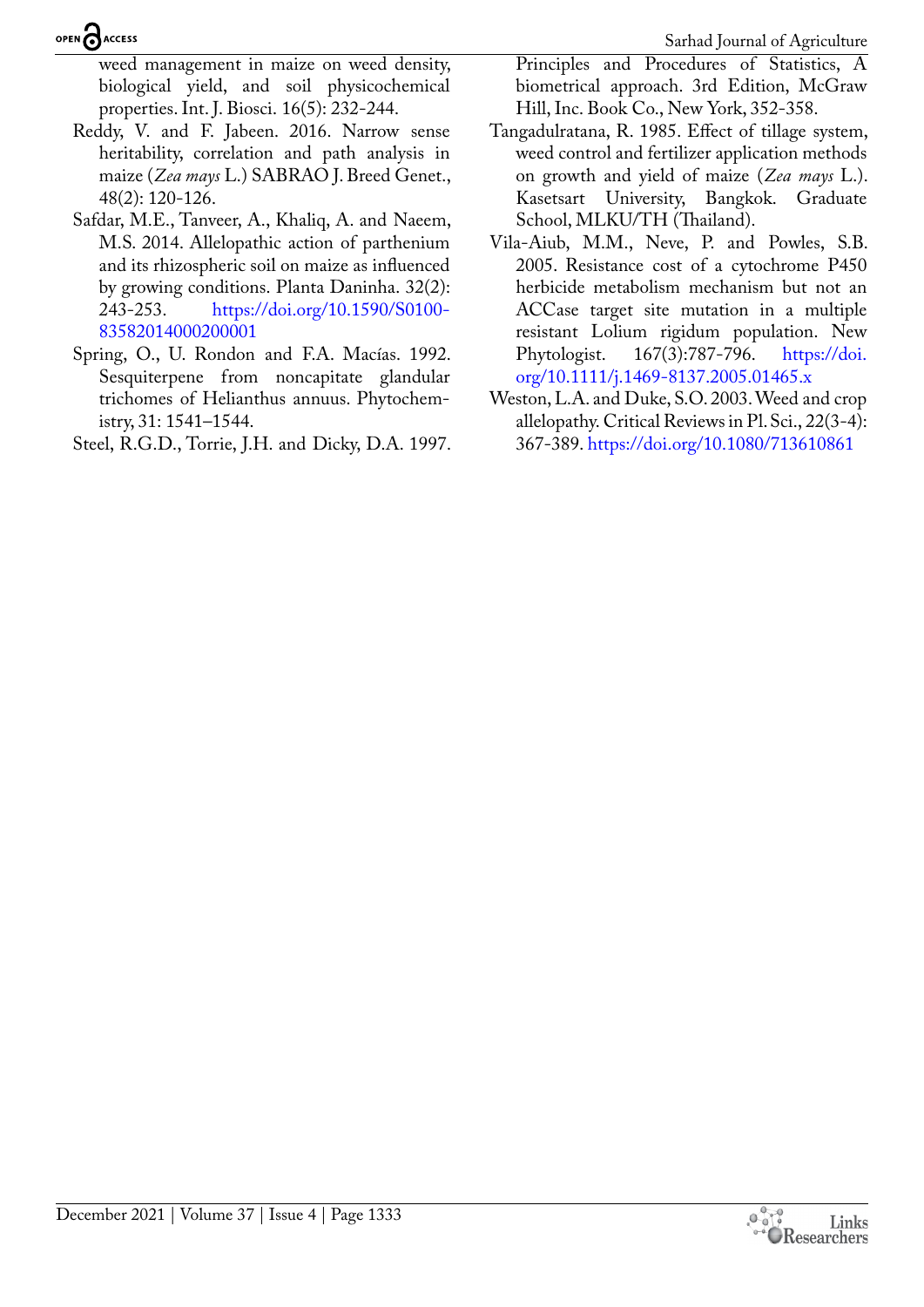weed management in maize on weed density, biological yield, and soil physicochemical properties. Int. J. Biosci. 16(5): 232-244.

Reddy, V. and F. Jabeen. 2016. Narrow sense heritability, correlation and path analysis in maize (*Zea mays* L.) SABRAO J. Breed Genet., 48(2): 120-126.

Safdar, M.E., Tanveer, A., Khaliq, A. and Naeem, M.S. 2014. Allelopathic action of parthenium and its rhizospheric soil on maize as influenced by growing conditions. Planta Daninha. 32(2): 243-253. https://doi.org/10.1590/S0100-83582014000200001

Spring, O., U. Rondon and F.A. Macías. 1992. Sesquiterpene from noncapitate glandular trichomes of Helianthus annuus. Phytochemistry, 31: 1541–1544.

Steel, R.G.D., Torrie, J.H. and Dicky, D.A. 1997. Principles and Procedures of Statistics, A biometrical approach. 3rd Edition, McGraw Hill, Inc. Book Co., New York, 352-358.

Tangadulratana, R. 1985. Effect of tillage system, weed control and fertilizer application methods on growth and yield of maize (*Zea mays* L.). Kasetsart University, Bangkok. Graduate School, MLKU/TH (Thailand).

Vila-Aiub, M.M., Neve, P. and Powles, S.B. 2005. Resistance cost of a cytochrome P450 herbicide metabolism mechanism but not an ACCase target site mutation in a multiple resistant Lolium rigidum population. New Phytologist. 167(3):787-796. https://doi.org/10.1111/j.1469-8137.2005.01465.x

Weston, L.A. and Duke, S.O. 2003. Weed and crop allelopathy. Critical Reviews in Pl. Sci., 22(3-4): 367-389. https://doi.org/10.1080/713610861